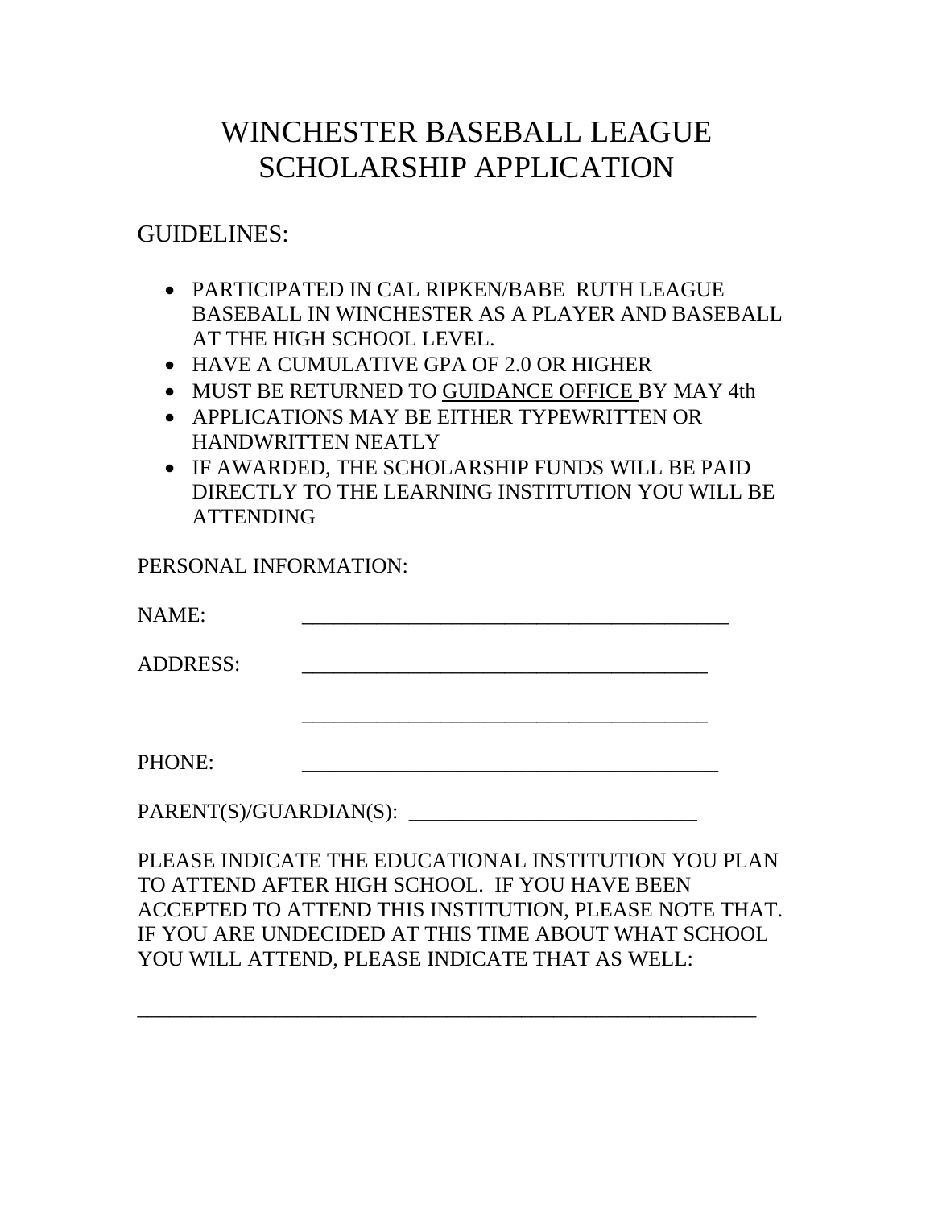# WINCHESTER BASEBALL LEAGUE SCHOLARSHIP APPLICATION

GUIDELINES:

- PARTICIPATED IN CAL RIPKEN/BABE RUTH LEAGUE BASEBALL IN WINCHESTER AS A PLAYER AND BASEBALL AT THE HIGH SCHOOL LEVEL.
- HAVE A CUMULATIVE GPA OF 2.0 OR HIGHER
- MUST BE RETURNED TO <u>GUIDANCE OFFICE</u> BY MAY 4th
- APPLICATIONS MAY BE EITHER TYPEWRITTEN OR HANDWRITTEN NEATLY
- IF AWARDED, THE SCHOLARSHIP FUNDS WILL BE PAID DIRECTLY TO THE LEARNING INSTITUTION YOU WILL BE ATTENDING

PERSONAL INFORMATION:

NAME: ________________________________________

ADDRESS: ______________________________________

______________________________________

PHONE: _______________________________________

PARENT(S)/GUARDIAN(S): ___________________________

PLEASE INDICATE THE EDUCATIONAL INSTITUTION YOU PLAN TO ATTEND AFTER HIGH SCHOOL. IF YOU HAVE BEEN ACCEPTED TO ATTEND THIS INSTITUTION, PLEASE NOTE THAT. IF YOU ARE UNDECIDED AT THIS TIME ABOUT WHAT SCHOOL YOU WILL ATTEND, PLEASE INDICATE THAT AS WELL:

____________________________________________________________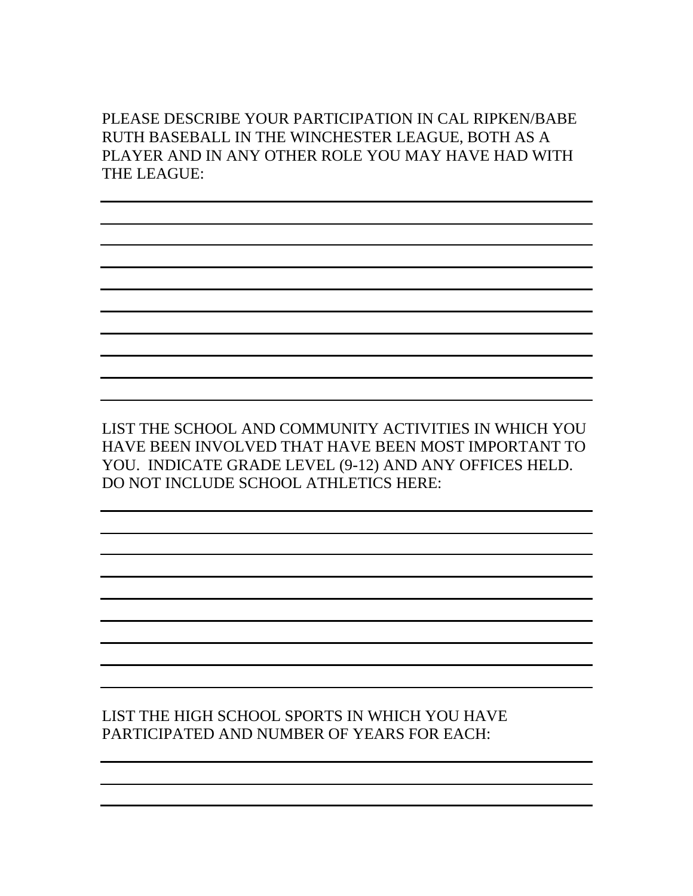PLEASE DESCRIBE YOUR PARTICIPATION IN CAL RIPKEN/BABE RUTH BASEBALL IN THE WINCHESTER LEAGUE, BOTH AS A PLAYER AND IN ANY OTHER ROLE YOU MAY HAVE HAD WITH THE LEAGUE:

\_\_\_\_\_\_\_\_\_\_\_\_\_\_\_\_\_\_\_\_\_\_\_\_\_\_\_\_\_\_\_\_\_\_\_\_\_\_\_\_\_\_\_\_\_\_\_\_\_\_\_\_\_\_\_\_\_\_\_\_

\_\_\_\_\_\_\_\_\_\_\_\_\_\_\_\_\_\_\_\_\_\_\_\_\_\_\_\_\_\_\_\_\_\_\_\_\_\_\_\_\_\_\_\_\_\_\_\_\_\_\_\_\_\_\_\_\_\_\_\_

\_\_\_\_\_\_\_\_\_\_\_\_\_\_\_\_\_\_\_\_\_\_\_\_\_\_\_\_\_\_\_\_\_\_\_\_\_\_\_\_\_\_\_\_\_\_\_\_\_\_\_\_\_\_\_\_\_\_\_\_

\_\_\_\_\_\_\_\_\_\_\_\_\_\_\_\_\_\_\_\_\_\_\_\_\_\_\_\_\_\_\_\_\_\_\_\_\_\_\_\_\_\_\_\_\_\_\_\_\_\_\_\_\_\_\_\_\_\_\_\_

\_\_\_\_\_\_\_\_\_\_\_\_\_\_\_\_\_\_\_\_\_\_\_\_\_\_\_\_\_\_\_\_\_\_\_\_\_\_\_\_\_\_\_\_\_\_\_\_\_\_\_\_\_\_\_\_\_\_\_\_

\_\_\_\_\_\_\_\_\_\_\_\_\_\_\_\_\_\_\_\_\_\_\_\_\_\_\_\_\_\_\_\_\_\_\_\_\_\_\_\_\_\_\_\_\_\_\_\_\_\_\_\_\_\_\_\_\_\_\_\_

\_\_\_\_\_\_\_\_\_\_\_\_\_\_\_\_\_\_\_\_\_\_\_\_\_\_\_\_\_\_\_\_\_\_\_\_\_\_\_\_\_\_\_\_\_\_\_\_\_\_\_\_\_\_\_\_\_\_\_\_

\_\_\_\_\_\_\_\_\_\_\_\_\_\_\_\_\_\_\_\_\_\_\_\_\_\_\_\_\_\_\_\_\_\_\_\_\_\_\_\_\_\_\_\_\_\_\_\_\_\_\_\_\_\_\_\_\_\_\_\_

\_\_\_\_\_\_\_\_\_\_\_\_\_\_\_\_\_\_\_\_\_\_\_\_\_\_\_\_\_\_\_\_\_\_\_\_\_\_\_\_\_\_\_\_\_\_\_\_\_\_\_\_\_\_\_\_\_\_\_\_

\_\_\_\_\_\_\_\_\_\_\_\_\_\_\_\_\_\_\_\_\_\_\_\_\_\_\_\_\_\_\_\_\_\_\_\_\_\_\_\_\_\_\_\_\_\_\_\_\_\_\_\_\_\_\_\_\_\_\_\_

LIST THE SCHOOL AND COMMUNITY ACTIVITIES IN WHICH YOU HAVE BEEN INVOLVED THAT HAVE BEEN MOST IMPORTANT TO YOU. INDICATE GRADE LEVEL (9-12) AND ANY OFFICES HELD. DO NOT INCLUDE SCHOOL ATHLETICS HERE:

\_\_\_\_\_\_\_\_\_\_\_\_\_\_\_\_\_\_\_\_\_\_\_\_\_\_\_\_\_\_\_\_\_\_\_\_\_\_\_\_\_\_\_\_\_\_\_\_\_\_\_\_\_\_\_\_\_\_\_\_

\_\_\_\_\_\_\_\_\_\_\_\_\_\_\_\_\_\_\_\_\_\_\_\_\_\_\_\_\_\_\_\_\_\_\_\_\_\_\_\_\_\_\_\_\_\_\_\_\_\_\_\_\_\_\_\_\_\_\_\_

\_\_\_\_\_\_\_\_\_\_\_\_\_\_\_\_\_\_\_\_\_\_\_\_\_\_\_\_\_\_\_\_\_\_\_\_\_\_\_\_\_\_\_\_\_\_\_\_\_\_\_\_\_\_\_\_\_\_\_\_

\_\_\_\_\_\_\_\_\_\_\_\_\_\_\_\_\_\_\_\_\_\_\_\_\_\_\_\_\_\_\_\_\_\_\_\_\_\_\_\_\_\_\_\_\_\_\_\_\_\_\_\_\_\_\_\_\_\_\_\_

\_\_\_\_\_\_\_\_\_\_\_\_\_\_\_\_\_\_\_\_\_\_\_\_\_\_\_\_\_\_\_\_\_\_\_\_\_\_\_\_\_\_\_\_\_\_\_\_\_\_\_\_\_\_\_\_\_\_\_\_

\_\_\_\_\_\_\_\_\_\_\_\_\_\_\_\_\_\_\_\_\_\_\_\_\_\_\_\_\_\_\_\_\_\_\_\_\_\_\_\_\_\_\_\_\_\_\_\_\_\_\_\_\_\_\_\_\_\_\_\_

\_\_\_\_\_\_\_\_\_\_\_\_\_\_\_\_\_\_\_\_\_\_\_\_\_\_\_\_\_\_\_\_\_\_\_\_\_\_\_\_\_\_\_\_\_\_\_\_\_\_\_\_\_\_\_\_\_\_\_\_

\_\_\_\_\_\_\_\_\_\_\_\_\_\_\_\_\_\_\_\_\_\_\_\_\_\_\_\_\_\_\_\_\_\_\_\_\_\_\_\_\_\_\_\_\_\_\_\_\_\_\_\_\_\_\_\_\_\_\_\_

\_\_\_\_\_\_\_\_\_\_\_\_\_\_\_\_\_\_\_\_\_\_\_\_\_\_\_\_\_\_\_\_\_\_\_\_\_\_\_\_\_\_\_\_\_\_\_\_\_\_\_\_\_\_\_\_\_\_\_\_

LIST THE HIGH SCHOOL SPORTS IN WHICH YOU HAVE PARTICIPATED AND NUMBER OF YEARS FOR EACH:

\_\_\_\_\_\_\_\_\_\_\_\_\_\_\_\_\_\_\_\_\_\_\_\_\_\_\_\_\_\_\_\_\_\_\_\_\_\_\_\_\_\_\_\_\_\_\_\_\_\_\_\_\_\_\_\_\_\_\_\_

\_\_\_\_\_\_\_\_\_\_\_\_\_\_\_\_\_\_\_\_\_\_\_\_\_\_\_\_\_\_\_\_\_\_\_\_\_\_\_\_\_\_\_\_\_\_\_\_\_\_\_\_\_\_\_\_\_\_\_\_

\_\_\_\_\_\_\_\_\_\_\_\_\_\_\_\_\_\_\_\_\_\_\_\_\_\_\_\_\_\_\_\_\_\_\_\_\_\_\_\_\_\_\_\_\_\_\_\_\_\_\_\_\_\_\_\_\_\_\_\_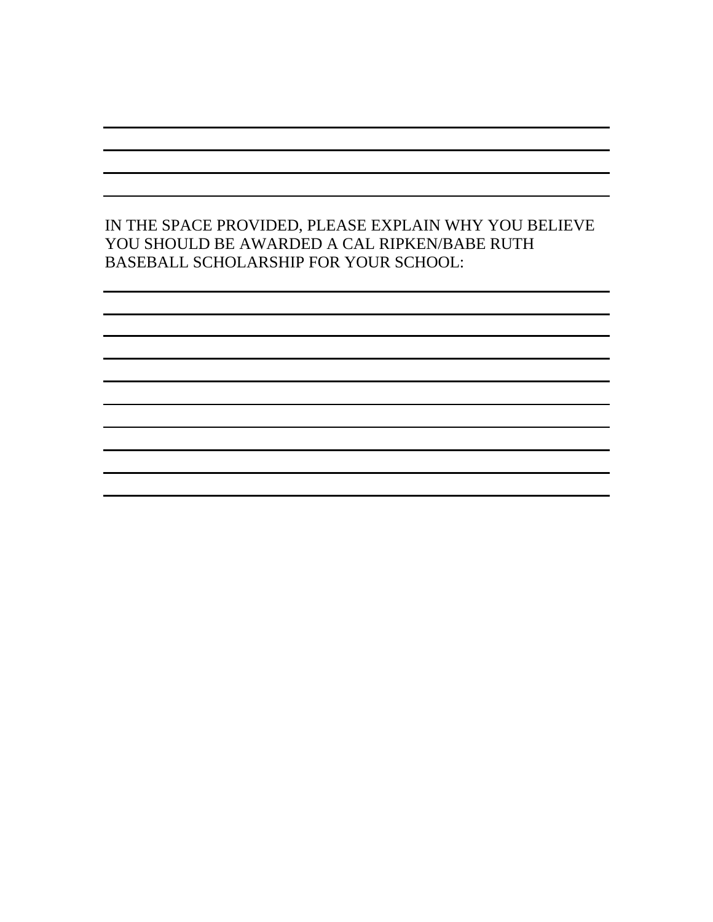\_\_\_\_\_\_\_\_\_\_\_\_\_\_\_\_\_\_\_\_\_\_\_\_\_\_\_\_\_\_\_\_\_\_\_\_\_\_\_\_\_\_\_\_\_\_\_\_\_\_\_\_\_\_\_\_\_\_\_\_\_\_\_\_\_\_\_\_\_\_\_\_

\_\_\_\_\_\_\_\_\_\_\_\_\_\_\_\_\_\_\_\_\_\_\_\_\_\_\_\_\_\_\_\_\_\_\_\_\_\_\_\_\_\_\_\_\_\_\_\_\_\_\_\_\_\_\_\_\_\_\_\_\_\_\_\_\_\_\_\_\_\_\_\_

\_\_\_\_\_\_\_\_\_\_\_\_\_\_\_\_\_\_\_\_\_\_\_\_\_\_\_\_\_\_\_\_\_\_\_\_\_\_\_\_\_\_\_\_\_\_\_\_\_\_\_\_\_\_\_\_\_\_\_\_\_\_\_\_\_\_\_\_\_\_\_\_

\_\_\_\_\_\_\_\_\_\_\_\_\_\_\_\_\_\_\_\_\_\_\_\_\_\_\_\_\_\_\_\_\_\_\_\_\_\_\_\_\_\_\_\_\_\_\_\_\_\_\_\_\_\_\_\_\_\_\_\_\_\_\_\_\_\_\_\_\_\_\_\_

IN THE SPACE PROVIDED, PLEASE EXPLAIN WHY YOU BELIEVE YOU SHOULD BE AWARDED A CAL RIPKEN/BABE RUTH BASEBALL SCHOLARSHIP FOR YOUR SCHOOL:

\_\_\_\_\_\_\_\_\_\_\_\_\_\_\_\_\_\_\_\_\_\_\_\_\_\_\_\_\_\_\_\_\_\_\_\_\_\_\_\_\_\_\_\_\_\_\_\_\_\_\_\_\_\_\_\_\_\_\_\_\_\_\_\_\_\_\_\_\_\_\_\_

\_\_\_\_\_\_\_\_\_\_\_\_\_\_\_\_\_\_\_\_\_\_\_\_\_\_\_\_\_\_\_\_\_\_\_\_\_\_\_\_\_\_\_\_\_\_\_\_\_\_\_\_\_\_\_\_\_\_\_\_\_\_\_\_\_\_\_\_\_\_\_\_

\_\_\_\_\_\_\_\_\_\_\_\_\_\_\_\_\_\_\_\_\_\_\_\_\_\_\_\_\_\_\_\_\_\_\_\_\_\_\_\_\_\_\_\_\_\_\_\_\_\_\_\_\_\_\_\_\_\_\_\_\_\_\_\_\_\_\_\_\_\_\_\_

\_\_\_\_\_\_\_\_\_\_\_\_\_\_\_\_\_\_\_\_\_\_\_\_\_\_\_\_\_\_\_\_\_\_\_\_\_\_\_\_\_\_\_\_\_\_\_\_\_\_\_\_\_\_\_\_\_\_\_\_\_\_\_\_\_\_\_\_\_\_\_\_

\_\_\_\_\_\_\_\_\_\_\_\_\_\_\_\_\_\_\_\_\_\_\_\_\_\_\_\_\_\_\_\_\_\_\_\_\_\_\_\_\_\_\_\_\_\_\_\_\_\_\_\_\_\_\_\_\_\_\_\_\_\_\_\_\_\_\_\_\_\_\_\_

\_\_\_\_\_\_\_\_\_\_\_\_\_\_\_\_\_\_\_\_\_\_\_\_\_\_\_\_\_\_\_\_\_\_\_\_\_\_\_\_\_\_\_\_\_\_\_\_\_\_\_\_\_\_\_\_\_\_\_\_\_\_\_\_\_\_\_\_\_\_\_\_

\_\_\_\_\_\_\_\_\_\_\_\_\_\_\_\_\_\_\_\_\_\_\_\_\_\_\_\_\_\_\_\_\_\_\_\_\_\_\_\_\_\_\_\_\_\_\_\_\_\_\_\_\_\_\_\_\_\_\_\_\_\_\_\_\_\_\_\_\_\_\_\_

\_\_\_\_\_\_\_\_\_\_\_\_\_\_\_\_\_\_\_\_\_\_\_\_\_\_\_\_\_\_\_\_\_\_\_\_\_\_\_\_\_\_\_\_\_\_\_\_\_\_\_\_\_\_\_\_\_\_\_\_\_\_\_\_\_\_\_\_\_\_\_\_

\_\_\_\_\_\_\_\_\_\_\_\_\_\_\_\_\_\_\_\_\_\_\_\_\_\_\_\_\_\_\_\_\_\_\_\_\_\_\_\_\_\_\_\_\_\_\_\_\_\_\_\_\_\_\_\_\_\_\_\_\_\_\_\_\_\_\_\_\_\_\_\_

\_\_\_\_\_\_\_\_\_\_\_\_\_\_\_\_\_\_\_\_\_\_\_\_\_\_\_\_\_\_\_\_\_\_\_\_\_\_\_\_\_\_\_\_\_\_\_\_\_\_\_\_\_\_\_\_\_\_\_\_\_\_\_\_\_\_\_\_\_\_\_\_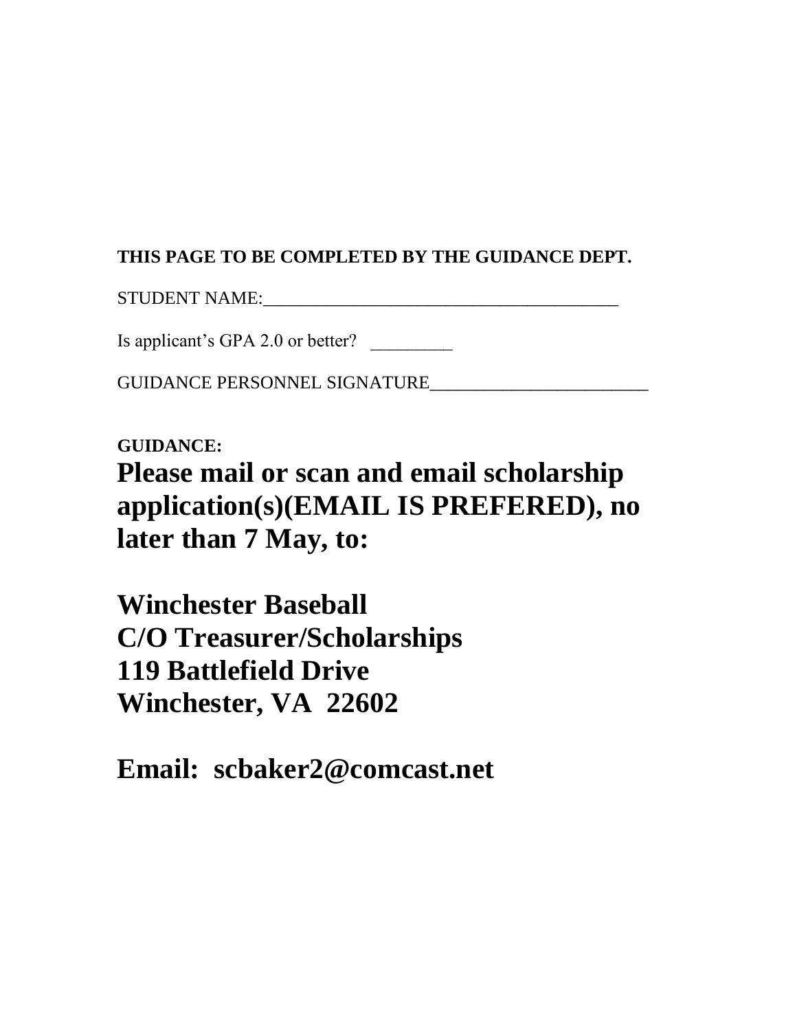**THIS PAGE TO BE COMPLETED BY THE GUIDANCE DEPT.**

STUDENT NAME:_______________________________________

Is applicant's GPA 2.0 or better? _________

GUIDANCE PERSONNEL SIGNATURE________________________

**GUIDANCE:**

**Please mail or scan and email scholarship application(s)(EMAIL IS PREFERED), no later than 7 May, to:**

**Winchester Baseball**
**C/O Treasurer/Scholarships**
**119 Battlefield Drive**
**Winchester, VA 22602**

**Email: scbaker2@comcast.net**